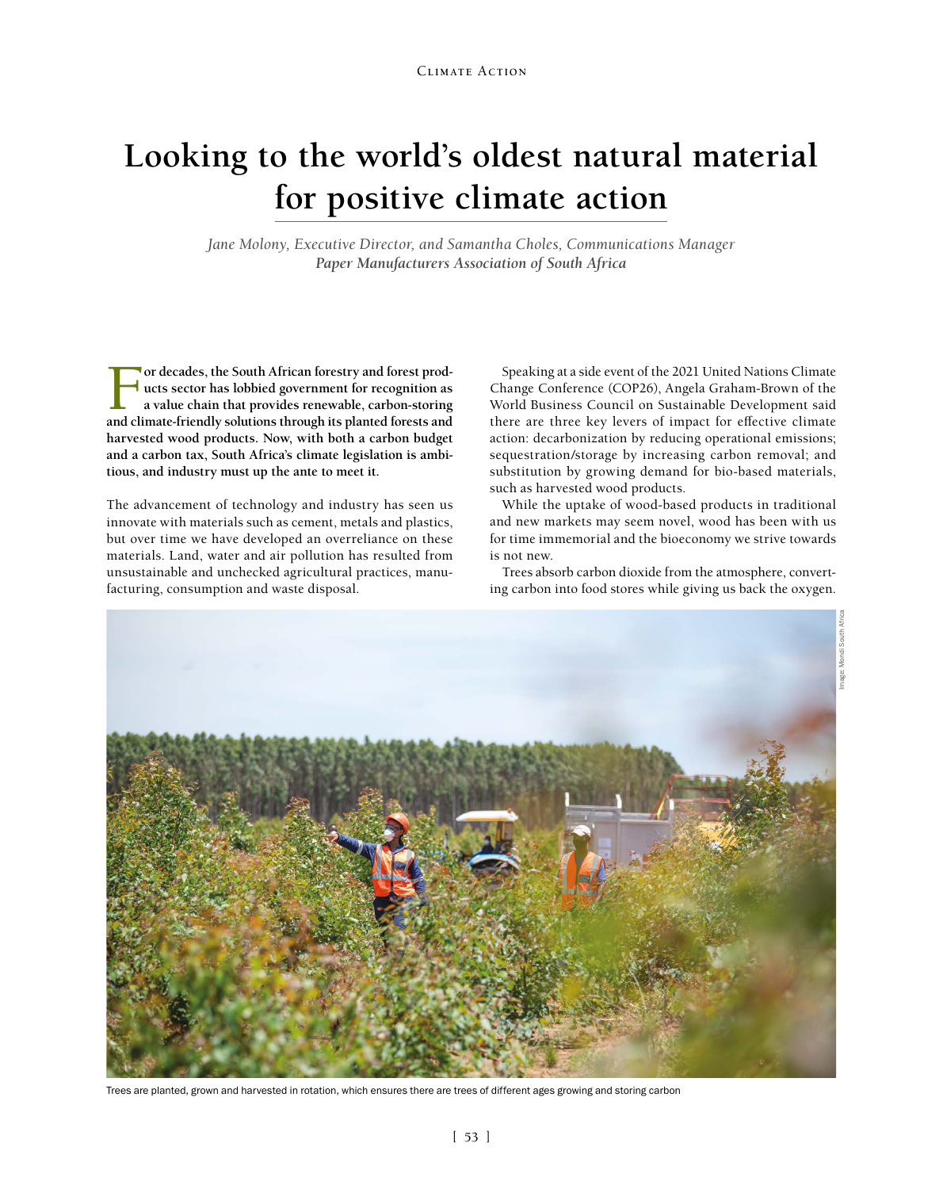# Looking to the world's oldest natural material for positive climate action

*Jane Molony, Executive Director, and Samantha Choles, Communications Manager*
***Paper Manufacturers Association of South Africa***

**For decades, the South African forestry and forest products sector has lobbied government for recognition as a value chain that provides renewable, carbon-storing and climate-friendly solutions through its planted forests and harvested wood products. Now, with both a carbon budget and a carbon tax, South Africa's climate legislation is ambitious, and industry must up the ante to meet it.**

The advancement of technology and industry has seen us innovate with materials such as cement, metals and plastics, but over time we have developed an overreliance on these materials. Land, water and air pollution has resulted from unsustainable and unchecked agricultural practices, manufacturing, consumption and waste disposal.

Speaking at a side event of the 2021 United Nations Climate Change Conference (COP26), Angela Graham-Brown of the World Business Council on Sustainable Development said there are three key levers of impact for effective climate action: decarbonization by reducing operational emissions; sequestration/storage by increasing carbon removal; and substitution by growing demand for bio-based materials, such as harvested wood products.

While the uptake of wood-based products in traditional and new markets may seem novel, wood has been with us for time immemorial and the bioeconomy we strive towards is not new.

Trees absorb carbon dioxide from the atmosphere, converting carbon into food stores while giving us back the oxygen.

Image: Mondi South Africa

Trees are planted, grown and harvested in rotation, which ensures there are trees of different ages growing and storing carbon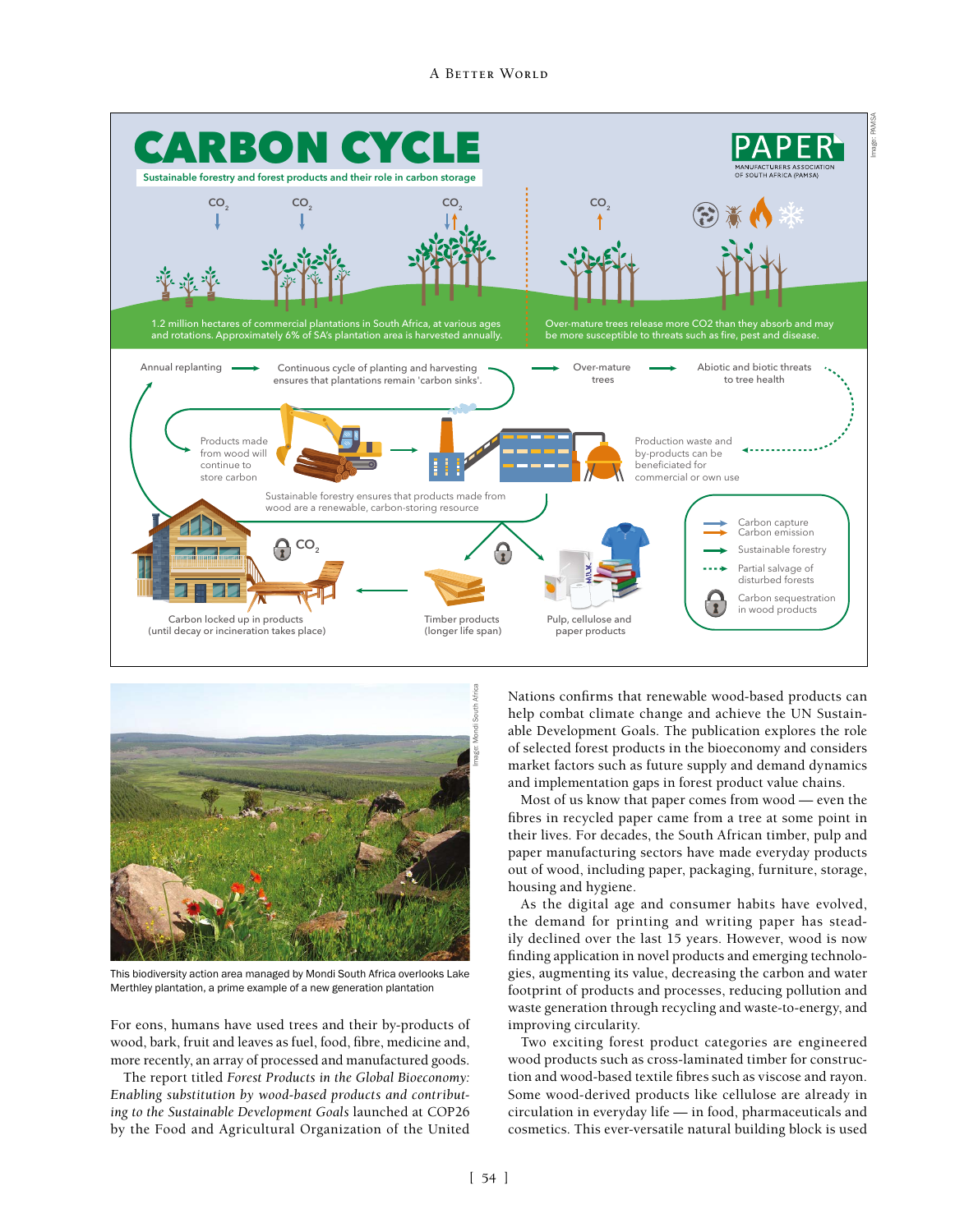# CARBON CYCLE

Sustainable forestry and forest products and their role in carbon storage

PAPER MANUFACTURERS ASSOCIATION OF SOUTH AFRICA (PAMSA)

$CO_2$ $CO_2$ $CO_2$ $CO_2$

1.2 million hectares of commercial plantations in South Africa, at various ages and rotations. Approximately 6% of SA's plantation area is harvested annually.

Over-mature trees release more CO2 than they absorb and may be more susceptible to threats such as fire, pest and disease.

Annual replanting → Continuous cycle of planting and harvesting ensures that plantations remain 'carbon sinks'. → Over-mature trees → Abiotic and biotic threats to tree health

Products made from wood will continue to store carbon

Production waste and by-products can be beneficiated for commercial or own use

Sustainable forestry ensures that products made from wood are a renewable, carbon-storing resource

$CO_2$

Carbon locked up in products (until decay or incineration takes place)

Timber products (longer life span)

Pulp, cellulose and paper products

Carbon capture
Carbon emission
Sustainable forestry
Partial salvage of disturbed forests
Carbon sequestration in wood products

Image: PAMSA

Image: Mondi South Africa

This biodiversity action area managed by Mondi South Africa overlooks Lake Merthley plantation, a prime example of a new generation plantation

For eons, humans have used trees and their by-products of wood, bark, fruit and leaves as fuel, food, fibre, medicine and, more recently, an array of processed and manufactured goods.

The report titled *Forest Products in the Global Bioeconomy: Enabling substitution by wood-based products and contributing to the Sustainable Development Goals* launched at COP26 by the Food and Agricultural Organization of the United Nations confirms that renewable wood-based products can help combat climate change and achieve the UN Sustainable Development Goals. The publication explores the role of selected forest products in the bioeconomy and considers market factors such as future supply and demand dynamics and implementation gaps in forest product value chains.

Most of us know that paper comes from wood — even the fibres in recycled paper came from a tree at some point in their lives. For decades, the South African timber, pulp and paper manufacturing sectors have made everyday products out of wood, including paper, packaging, furniture, storage, housing and hygiene.

As the digital age and consumer habits have evolved, the demand for printing and writing paper has steadily declined over the last 15 years. However, wood is now finding application in novel products and emerging technologies, augmenting its value, decreasing the carbon and water footprint of products and processes, reducing pollution and waste generation through recycling and waste-to-energy, and improving circularity.

Two exciting forest product categories are engineered wood products such as cross-laminated timber for construction and wood-based textile fibres such as viscose and rayon. Some wood-derived products like cellulose are already in circulation in everyday life — in food, pharmaceuticals and cosmetics. This ever-versatile natural building block is used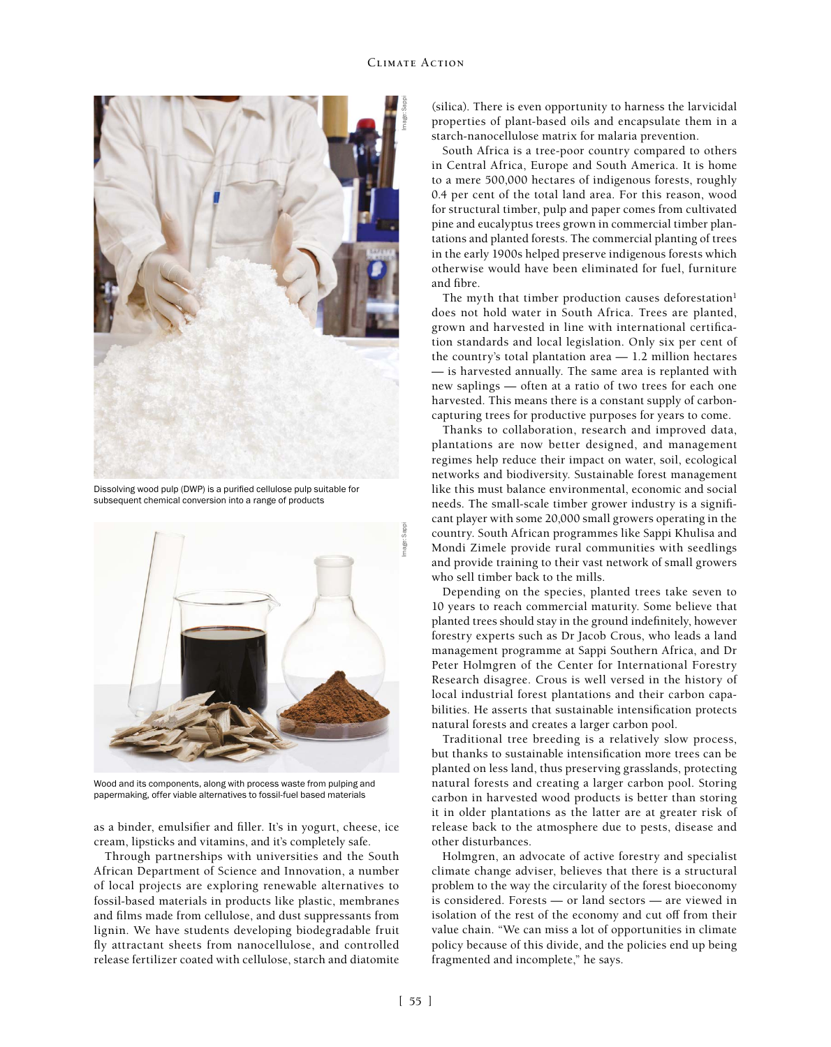Dissolving wood pulp (DWP) is a purified cellulose pulp suitable for subsequent chemical conversion into a range of products

Wood and its components, along with process waste from pulping and papermaking, offer viable alternatives to fossil-fuel based materials

as a binder, emulsifier and filler. It's in yogurt, cheese, ice cream, lipsticks and vitamins, and it's completely safe.

Through partnerships with universities and the South African Department of Science and Innovation, a number of local projects are exploring renewable alternatives to fossil-based materials in products like plastic, membranes and films made from cellulose, and dust suppressants from lignin. We have students developing biodegradable fruit fly attractant sheets from nanocellulose, and controlled release fertilizer coated with cellulose, starch and diatomite (silica). There is even opportunity to harness the larvicidal properties of plant-based oils and encapsulate them in a starch-nanocellulose matrix for malaria prevention.

South Africa is a tree-poor country compared to others in Central Africa, Europe and South America. It is home to a mere 500,000 hectares of indigenous forests, roughly 0.4 per cent of the total land area. For this reason, wood for structural timber, pulp and paper comes from cultivated pine and eucalyptus trees grown in commercial timber plantations and planted forests. The commercial planting of trees in the early 1900s helped preserve indigenous forests which otherwise would have been eliminated for fuel, furniture and fibre.

The myth that timber production causes deforestation[1] does not hold water in South Africa. Trees are planted, grown and harvested in line with international certification standards and local legislation. Only six per cent of the country's total plantation area — 1.2 million hectares — is harvested annually. The same area is replanted with new saplings — often at a ratio of two trees for each one harvested. This means there is a constant supply of carbon-capturing trees for productive purposes for years to come.

Thanks to collaboration, research and improved data, plantations are now better designed, and management regimes help reduce their impact on water, soil, ecological networks and biodiversity. Sustainable forest management like this must balance environmental, economic and social needs. The small-scale timber grower industry is a significant player with some 20,000 small growers operating in the country. South African programmes like Sappi Khulisa and Mondi Zimele provide rural communities with seedlings and provide training to their vast network of small growers who sell timber back to the mills.

Depending on the species, planted trees take seven to 10 years to reach commercial maturity. Some believe that planted trees should stay in the ground indefinitely, however forestry experts such as Dr Jacob Crous, who leads a land management programme at Sappi Southern Africa, and Dr Peter Holmgren of the Center for International Forestry Research disagree. Crous is well versed in the history of local industrial forest plantations and their carbon capabilities. He asserts that sustainable intensification protects natural forests and creates a larger carbon pool.

Traditional tree breeding is a relatively slow process, but thanks to sustainable intensification more trees can be planted on less land, thus preserving grasslands, protecting natural forests and creating a larger carbon pool. Storing carbon in harvested wood products is better than storing it in older plantations as the latter are at greater risk of release back to the atmosphere due to pests, disease and other disturbances.

Holmgren, an advocate of active forestry and specialist climate change adviser, believes that there is a structural problem to the way the circularity of the forest bioeconomy is considered. Forests — or land sectors — are viewed in isolation of the rest of the economy and cut off from their value chain. "We can miss a lot of opportunities in climate policy because of this divide, and the policies end up being fragmented and incomplete," he says.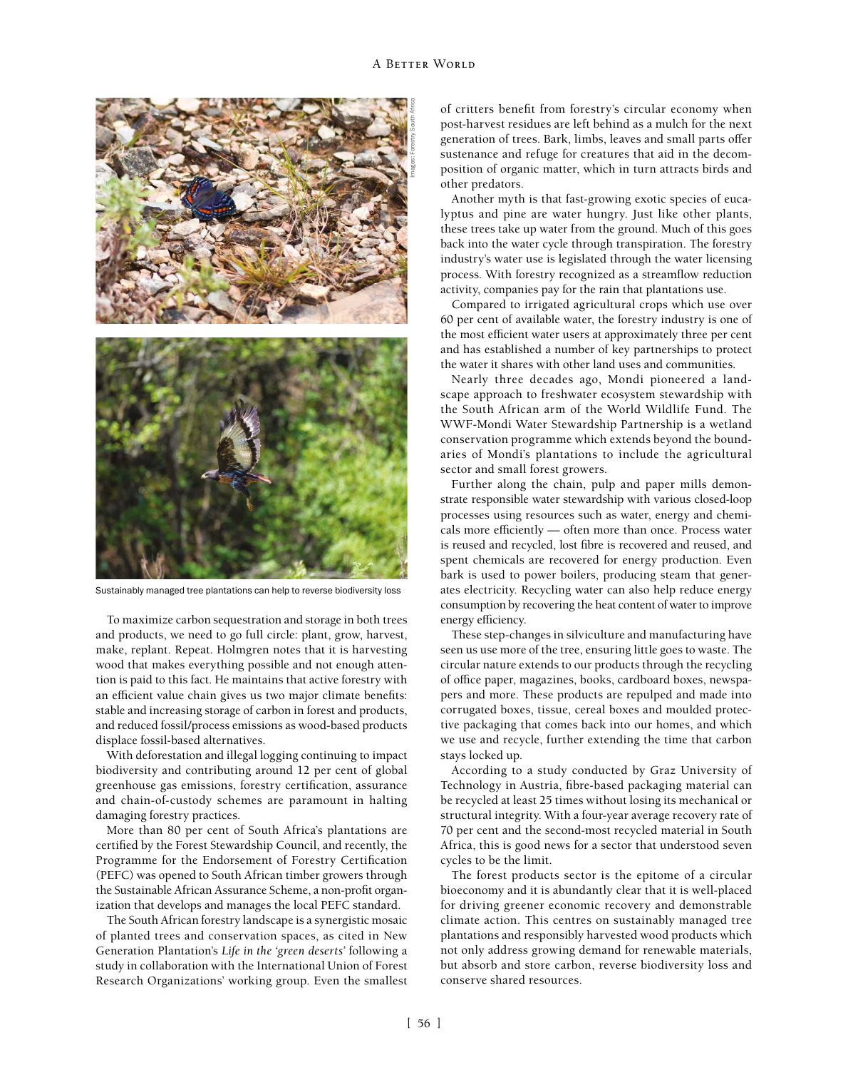Images: Forestry South Africa

Sustainably managed tree plantations can help to reverse biodiversity loss

To maximize carbon sequestration and storage in both trees and products, we need to go full circle: plant, grow, harvest, make, replant. Repeat. Holmgren notes that it is harvesting wood that makes everything possible and not enough attention is paid to this fact. He maintains that active forestry with an efficient value chain gives us two major climate benefits: stable and increasing storage of carbon in forest and products, and reduced fossil/process emissions as wood-based products displace fossil-based alternatives.

With deforestation and illegal logging continuing to impact biodiversity and contributing around 12 per cent of global greenhouse gas emissions, forestry certification, assurance and chain-of-custody schemes are paramount in halting damaging forestry practices.

More than 80 per cent of South Africa's plantations are certified by the Forest Stewardship Council, and recently, the Programme for the Endorsement of Forestry Certification (PEFC) was opened to South African timber growers through the Sustainable African Assurance Scheme, a non-profit organization that develops and manages the local PEFC standard.

The South African forestry landscape is a synergistic mosaic of planted trees and conservation spaces, as cited in New Generation Plantation's *Life in the 'green deserts'* following a study in collaboration with the International Union of Forest Research Organizations' working group. Even the smallest of critters benefit from forestry's circular economy when post-harvest residues are left behind as a mulch for the next generation of trees. Bark, limbs, leaves and small parts offer sustenance and refuge for creatures that aid in the decomposition of organic matter, which in turn attracts birds and other predators.

Another myth is that fast-growing exotic species of eucalyptus and pine are water hungry. Just like other plants, these trees take up water from the ground. Much of this goes back into the water cycle through transpiration. The forestry industry's water use is legislated through the water licensing process. With forestry recognized as a streamflow reduction activity, companies pay for the rain that plantations use.

Compared to irrigated agricultural crops which use over 60 per cent of available water, the forestry industry is one of the most efficient water users at approximately three per cent and has established a number of key partnerships to protect the water it shares with other land uses and communities.

Nearly three decades ago, Mondi pioneered a landscape approach to freshwater ecosystem stewardship with the South African arm of the World Wildlife Fund. The WWF-Mondi Water Stewardship Partnership is a wetland conservation programme which extends beyond the boundaries of Mondi's plantations to include the agricultural sector and small forest growers.

Further along the chain, pulp and paper mills demonstrate responsible water stewardship with various closed-loop processes using resources such as water, energy and chemicals more efficiently — often more than once. Process water is reused and recycled, lost fibre is recovered and reused, and spent chemicals are recovered for energy production. Even bark is used to power boilers, producing steam that generates electricity. Recycling water can also help reduce energy consumption by recovering the heat content of water to improve energy efficiency.

These step-changes in silviculture and manufacturing have seen us use more of the tree, ensuring little goes to waste. The circular nature extends to our products through the recycling of office paper, magazines, books, cardboard boxes, newspapers and more. These products are repulped and made into corrugated boxes, tissue, cereal boxes and moulded protective packaging that comes back into our homes, and which we use and recycle, further extending the time that carbon stays locked up.

According to a study conducted by Graz University of Technology in Austria, fibre-based packaging material can be recycled at least 25 times without losing its mechanical or structural integrity. With a four-year average recovery rate of 70 per cent and the second-most recycled material in South Africa, this is good news for a sector that understood seven cycles to be the limit.

The forest products sector is the epitome of a circular bioeconomy and it is abundantly clear that it is well-placed for driving greener economic recovery and demonstrable climate action. This centres on sustainably managed tree plantations and responsibly harvested wood products which not only address growing demand for renewable materials, but absorb and store carbon, reverse biodiversity loss and conserve shared resources.